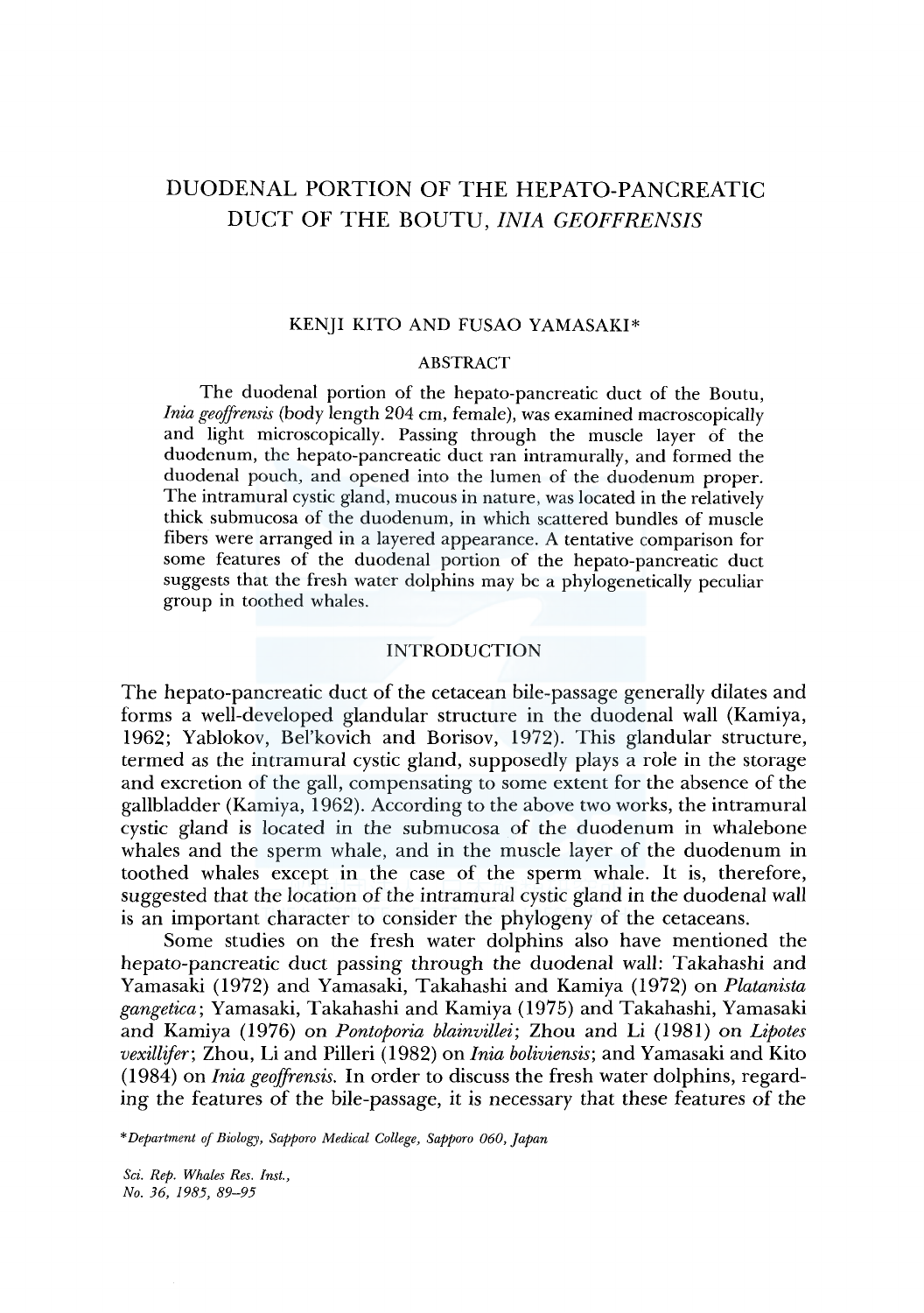# DUODENAL PORTION OF THE HEPATO-PANCREATIC DUCT OF THE BOUTU, *INIA GEOFFRENSIS*

KENJI KITO AND FUSAO YAMASAKI*

## ABSTRACT

The duodenal portion of the hepato-pancreatic duct of the Boutu, *Inia geoffrensis* (body length 204 cm, female), was examined macroscopically and light microscopically. Passing through the muscle layer of the duodenum, the hepato-pancreatic duct ran intramurally, and formed the duodenal pouch, and opened into the lumen of the duodenum proper. The intramural cystic gland, mucous in nature, was located in the relatively thick submucosa of the duodenum, in which scattered bundles of muscle fibers were arranged in a layered appearance. A tentative comparison for some features of the duodenal portion of the hepato-pancreatic duct suggests that the fresh water dolphins may be a phylogenetically peculiar group in toothed whales.

## INTRODUCTION

The hepato-pancreatic duct of the cetacean bile-passage generally dilates and forms a well-developed glandular structure in the duodenal wall (Kamiya, 1962; Yablokov, Bel'kovich and Borisov, 1972). This glandular structure, termed as the intramural cystic gland, supposedly plays a role in the storage and excretion of the gall, compensating to some extent for the absence of the gallbladder (Kamiya, 1962). According to the above two works, the intramural cystic gland is located in the submucosa of the duodenum in whalebone whales and the sperm whale, and in the muscle layer of the duodenum in toothed whales except in the case of the sperm whale. It is, therefore, suggested that the location of the intramural cystic gland in the duodenal wall is an important character to consider the phylogeny of the cetaceans.

Some studies on the fresh water dolphins also have mentioned the hepato-pancreatic duct passing through the duodenal wall: Takahashi and Yamasaki (1972) and Yamasaki, Takahashi and Kamiya (1972) on *Platanista gangetica*; Yamasaki, Takahashi and Kamiya (1975) and Takahashi, Yamasaki and Kamiya (1976) on *Pontoporia blainvillei*; Zhou and Li (1981) on *Lipotes vexillifer*; Zhou, Li and Pilleri (1982) on *Inia boliviensis*; and Yamasaki and Kito (1984) on *Inia geoffrensis*. In order to discuss the fresh water dolphins, regarding the features of the bile-passage, it is necessary that these features of the

*Department of Biology, Sapporo Medical College, Sapporo 060, Japan*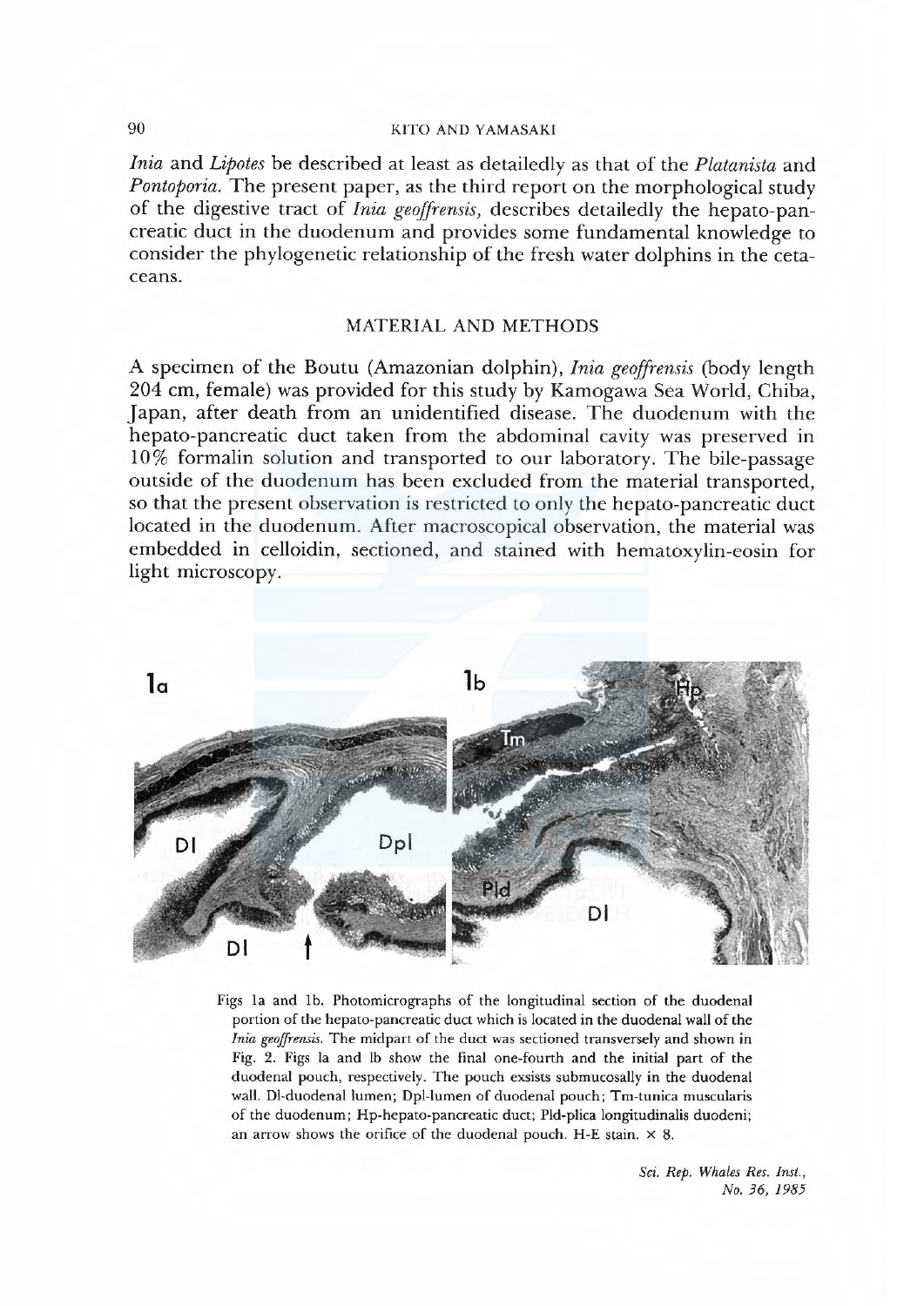*Inia* and *Lipotes* be described at least as detailedly as that of the *Platanista* and *Pontoporia*. The present paper, as the third report on the morphological study of the digestive tract of *Inia geoffrensis*, describes detailedly the hepato-pancreatic duct in the duodenum and provides some fundamental knowledge to consider the phylogenetic relationship of the fresh water dolphins in the cetaceans.

## MATERIAL AND METHODS

A specimen of the Boutu (Amazonian dolphin), *Inia geoffrensis* (body length 204 cm, female) was provided for this study by Kamogawa Sea World, Chiba, Japan, after death from an unidentified disease. The duodenum with the hepato-pancreatic duct taken from the abdominal cavity was preserved in 10% formalin solution and transported to our laboratory. The bile-passage outside of the duodenum has been excluded from the material transported, so that the present observation is restricted to only the hepato-pancreatic duct located in the duodenum. After macroscopical observation, the material was embedded in celloidin, sectioned, and stained with hematoxylin-eosin for light microscopy.

Figs 1a and 1b. Photomicrographs of the longitudinal section of the duodenal portion of the hepato-pancreatic duct which is located in the duodenal wall of the *Inia geoffrensis*. The midpart of the duct was sectioned transversely and shown in Fig. 2. Figs 1a and 1b show the final one-fourth and the initial part of the duodenal pouch, respectively. The pouch exsists submucosally in the duodenal wall. Dl-duodenal lumen; Dpl-lumen of duodenal pouch; Tm-tunica muscularis of the duodenum; Hp-hepato-pancreatic duct; Pld-plica longitudinalis duodeni; an arrow shows the orifice of the duodenal pouch. H-E stain. × 8.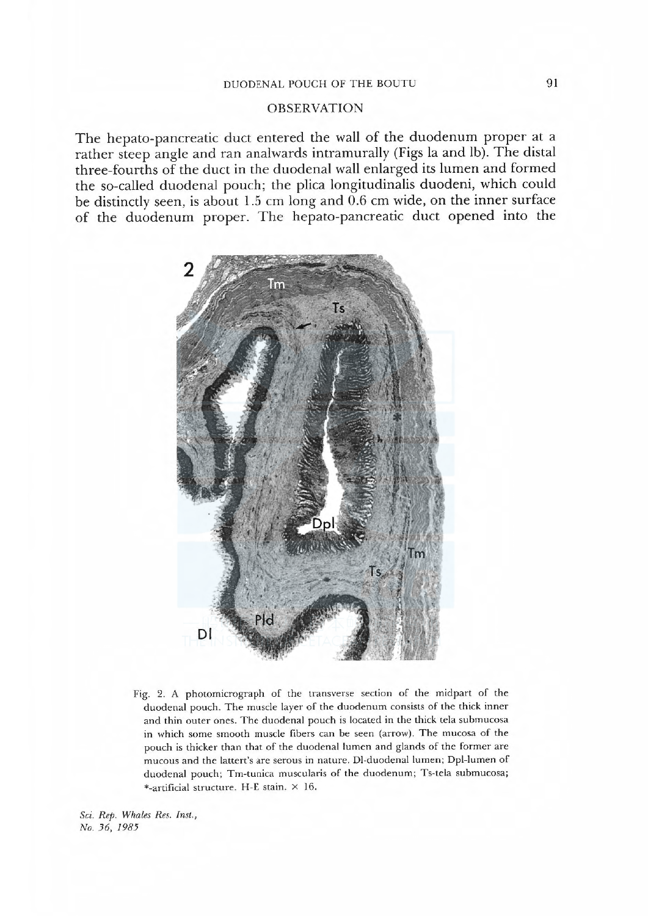## OBSERVATION

The hepato-pancreatic duct entered the wall of the duodenum proper at a rather steep angle and ran analwards intramurally (Figs la and lb). The distal three-fourths of the duct in the duodenal wall enlarged its lumen and formed the so-called duodenal pouch; the plica longitudinalis duodeni, which could be distinctly seen, is about 1.5 cm long and 0.6 cm wide, on the inner surface of the duodenum proper. The hepato-pancreatic duct opened into the

Fig. 2. A photomicrograph of the transverse section of the midpart of the duodenal pouch. The muscle layer of the duodenum consists of the thick inner and thin outer ones. The duodenal pouch is located in the thick tela submucosa in which some smooth muscle fibers can be seen (arrow). The mucosa of the pouch is thicker than that of the duodenal lumen and glands of the former are mucous and the lattert's are serous in nature. Dl-duodenal lumen; Dpl-lumen of duodenal pouch; Tm-tunica muscularis of the duodenum; Ts-tela submucosa; *-artificial structure. H-E stain. × 16.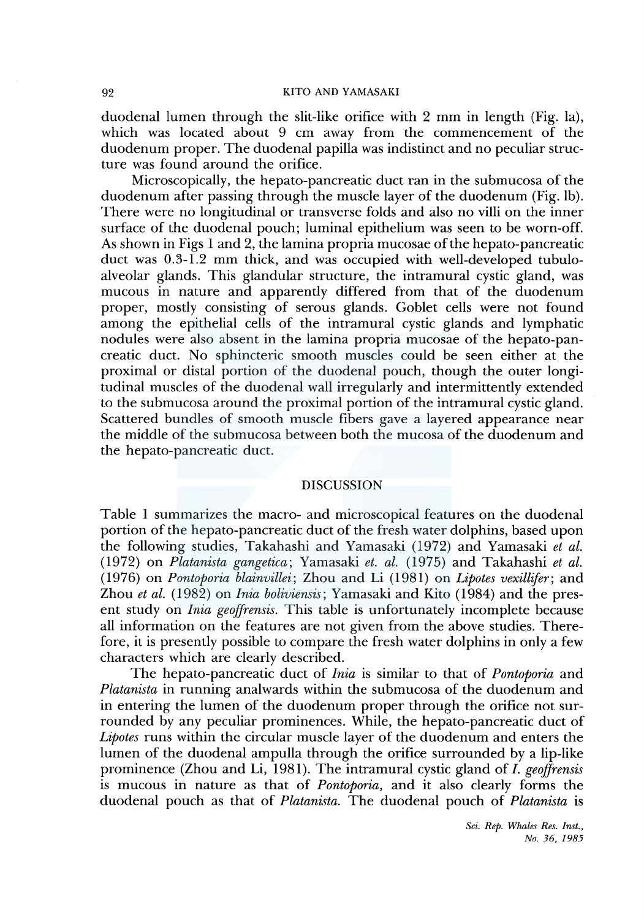duodenal lumen through the slit-like orifice with 2 mm in length (Fig. 1a), which was located about 9 cm away from the commencement of the duodenum proper. The duodenal papilla was indistinct and no peculiar structure was found around the orifice.

Microscopically, the hepato-pancreatic duct ran in the submucosa of the duodenum after passing through the muscle layer of the duodenum (Fig. 1b). There were no longitudinal or transverse folds and also no villi on the inner surface of the duodenal pouch; luminal epithelium was seen to be worn-off. As shown in Figs 1 and 2, the lamina propria mucosae of the hepato-pancreatic duct was 0.3-1.2 mm thick, and was occupied with well-developed tubulo-alveolar glands. This glandular structure, the intramural cystic gland, was mucous in nature and apparently differed from that of the duodenum proper, mostly consisting of serous glands. Goblet cells were not found among the epithelial cells of the intramural cystic glands and lymphatic nodules were also absent in the lamina propria mucosae of the hepato-pancreatic duct. No sphincteric smooth muscles could be seen either at the proximal or distal portion of the duodenal pouch, though the outer longitudinal muscles of the duodenal wall irregularly and intermittently extended to the submucosa around the proximal portion of the intramural cystic gland. Scattered bundles of smooth muscle fibers gave a layered appearance near the middle of the submucosa between both the mucosa of the duodenum and the hepato-pancreatic duct.

## DISCUSSION

Table 1 summarizes the macro- and microscopical features on the duodenal portion of the hepato-pancreatic duct of the fresh water dolphins, based upon the following studies, Takahashi and Yamasaki (1972) and Yamasaki *et al.* (1972) on *Platanista gangetica*; Yamasaki *et. al.* (1975) and Takahashi *et al.* (1976) on *Pontoporia blainvillei*; Zhou and Li (1981) on *Lipotes vexillifer*; and Zhou *et al.* (1982) on *Inia boliviensis*; Yamasaki and Kito (1984) and the present study on *Inia geoffrensis*. This table is unfortunately incomplete because all information on the features are not given from the above studies. Therefore, it is presently possible to compare the fresh water dolphins in only a few characters which are clearly described.

The hepato-pancreatic duct of *Inia* is similar to that of *Pontoporia* and *Platanista* in running analwards within the submucosa of the duodenum and in entering the lumen of the duodenum proper through the orifice not surrounded by any peculiar prominences. While, the hepato-pancreatic duct of *Lipotes* runs within the circular muscle layer of the duodenum and enters the lumen of the duodenal ampulla through the orifice surrounded by a lip-like prominence (Zhou and Li, 1981). The intramural cystic gland of *I. geoffrensis* is mucous in nature as that of *Pontoporia*, and it also clearly forms the duodenal pouch as that of *Platanista*. The duodenal pouch of *Platanista* is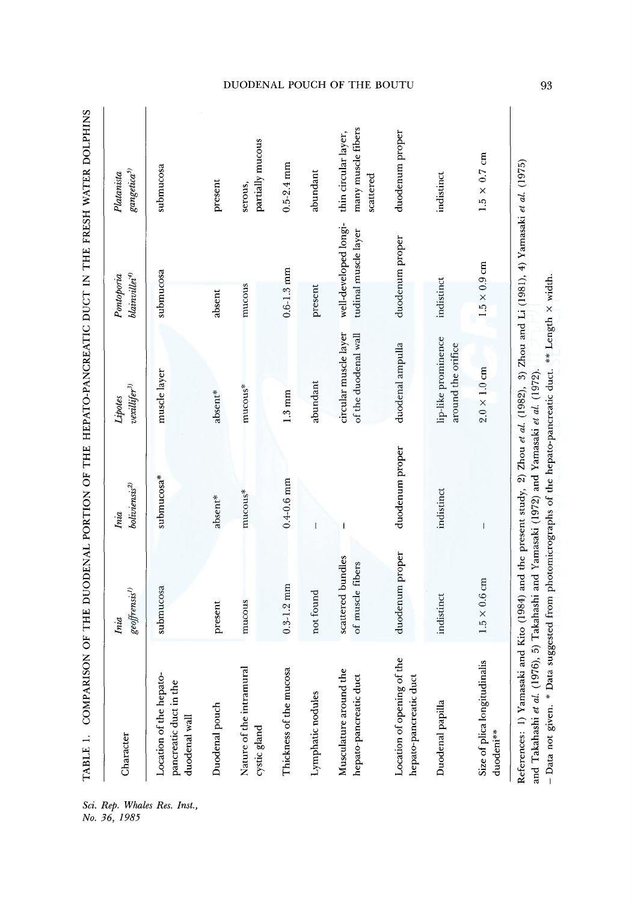TABLE 1. COMPARISON OF THE DUODENAL PORTION OF THE HEPATO-PANCREATIC DUCT IN THE FRESH WATER DOLPHINS

| Character | *Inia geoffrensis*[1] | *Inia boliviensis*[2] | *Lipotes vexillifer*[3] | *Pontoporia blainvillei*[4] | *Platanista gangetica*[5] |
|---|---|---|---|---|---|
| Location of the hepato-pancreatic duct in the duodenal wall | submucosa | submucosa* | muscle layer | submucosa | submucosa |
| Duodenal pouch | present | absent* | absent* | absent | present |
| Nature of the intramural cystic gland | mucous | mucous* | mucous* | mucous | serous, partially mucous |
| Thickness of the mucosa | 0.3-1.2 mm | 0.4-0.6 mm | 1.3 mm | 0.6-1.3 mm | 0.5-2.4 mm |
| Lymphatic nodules | not found | – | abundant | present | abundant |
| Musculature around the hepato-pancreatic duct | scattered bundles of muscle fibers | – | circular muscle layer of the duodenal wall | well-developed longitudinal muscle layer | thin circular layer, many muscle fibers scattered |
| Location of opening of the hepato-pancreatic duct | duodenum proper | duodenum proper | duodenal ampulla | duodenum proper | duodenum proper |
| Duodenal papilla | indistinct | indistinct | lip-like prominence around the orifice | indistinct | indistinct |
| Size of plica longitudinalis duodeni** | 1.5 × 0.6 cm | – | 2.0 × 1.0 cm | 1.5 × 0.9 cm | 1.5 × 0.7 cm |

References: 1) Yamasaki and Kito (1984) and the present study, 2) Zhou *et al.* (1982), 3) Zhou and Li (1981), 4) Yamasaki *et al.* (1975) and Takahashi *et al.* (1976), 5) Takahashi and Yamasaki (1972) and Yamasaki *et al.* (1972).

– Data not given. * Data suggested from photomicrographs of the hepato-pancreatic duct. ** Length × width.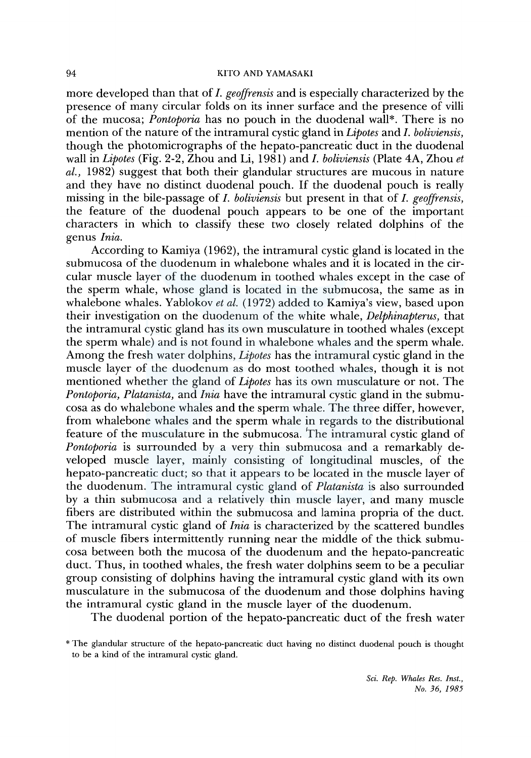more developed than that of *I. geoffrensis* and is especially characterized by the presence of many circular folds on its inner surface and the presence of villi of the mucosa; *Pontoporia* has no pouch in the duodenal wall*. There is no mention of the nature of the intramural cystic gland in *Lipotes* and *I. boliviensis*, though the photomicrographs of the hepato-pancreatic duct in the duodenal wall in *Lipotes* (Fig. 2-2, Zhou and Li, 1981) and *I. boliviensis* (Plate 4A, Zhou *et al.*, 1982) suggest that both their glandular structures are mucous in nature and they have no distinct duodenal pouch. If the duodenal pouch is really missing in the bile-passage of *I. boliviensis* but present in that of *I. geoffrensis*, the feature of the duodenal pouch appears to be one of the important characters in which to classify these two closely related dolphins of the genus *Inia*.

According to Kamiya (1962), the intramural cystic gland is located in the submucosa of the duodenum in whalebone whales and it is located in the circular muscle layer of the duodenum in toothed whales except in the case of the sperm whale, whose gland is located in the submucosa, the same as in whalebone whales. Yablokov *et al.* (1972) added to Kamiya's view, based upon their investigation on the duodenum of the white whale, *Delphinapterus*, that the intramural cystic gland has its own musculature in toothed whales (except the sperm whale) and is not found in whalebone whales and the sperm whale. Among the fresh water dolphins, *Lipotes* has the intramural cystic gland in the muscle layer of the duodenum as do most toothed whales, though it is not mentioned whether the gland of *Lipotes* has its own musculature or not. The *Pontoporia, Platanista,* and *Inia* have the intramural cystic gland in the submucosa as do whalebone whales and the sperm whale. The three differ, however, from whalebone whales and the sperm whale in regards to the distributional feature of the musculature in the submucosa. The intramural cystic gland of *Pontoporia* is surrounded by a very thin submucosa and a remarkably developed muscle layer, mainly consisting of longitudinal muscles, of the hepato-pancreatic duct; so that it appears to be located in the muscle layer of the duodenum. The intramural cystic gland of *Platanista* is also surrounded by a thin submucosa and a relatively thin muscle layer, and many muscle fibers are distributed within the submucosa and lamina propria of the duct. The intramural cystic gland of *Inia* is characterized by the scattered bundles of muscle fibers intermittently running near the middle of the thick submucosa between both the mucosa of the duodenum and the hepato-pancreatic duct. Thus, in toothed whales, the fresh water dolphins seem to be a peculiar group consisting of dolphins having the intramural cystic gland with its own musculature in the submucosa of the duodenum and those dolphins having the intramural cystic gland in the muscle layer of the duodenum.

The duodenal portion of the hepato-pancreatic duct of the fresh water

* The glandular structure of the hepato-pancreatic duct having no distinct duodenal pouch is thought to be a kind of the intramural cystic gland.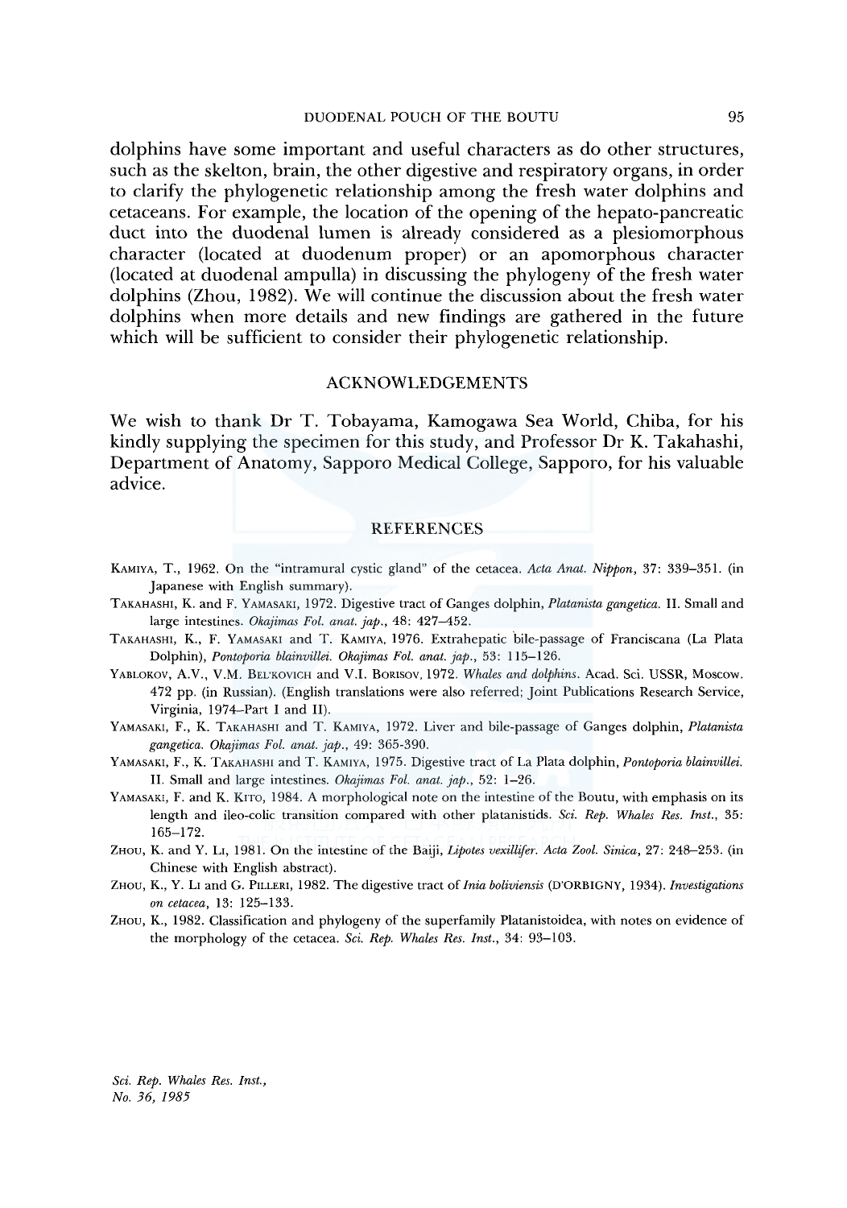dolphins have some important and useful characters as do other structures, such as the skelton, brain, the other digestive and respiratory organs, in order to clarify the phylogenetic relationship among the fresh water dolphins and cetaceans. For example, the location of the opening of the hepato-pancreatic duct into the duodenal lumen is already considered as a plesiomorphous character (located at duodenum proper) or an apomorphous character (located at duodenal ampulla) in discussing the phylogeny of the fresh water dolphins (Zhou, 1982). We will continue the discussion about the fresh water dolphins when more details and new findings are gathered in the future which will be sufficient to consider their phylogenetic relationship.

## ACKNOWLEDGEMENTS

We wish to thank Dr T. Tobayama, Kamogawa Sea World, Chiba, for his kindly supplying the specimen for this study, and Professor Dr K. Takahashi, Department of Anatomy, Sapporo Medical College, Sapporo, for his valuable advice.

## REFERENCES

KAMIYA, T., 1962. On the "intramural cystic gland" of the cetacea. *Acta Anat. Nippon*, 37: 339–351. (in Japanese with English summary).

TAKAHASHI, K. and F. YAMASAKI, 1972. Digestive tract of Ganges dolphin, *Platanista gangetica*. II. Small and large intestines. *Okajimas Fol. anat. jap.*, 48: 427–452.

TAKAHASHI, K., F. YAMASAKI and T. KAMIYA, 1976. Extrahepatic bile-passage of Franciscana (La Plata Dolphin), *Pontoporia blainvillei*. *Okajimas Fol. anat. jap.*, 53: 115–126.

YABLOKOV, A.V., V.M. BEL'KOVICH and V.I. BORISOV, 1972. *Whales and dolphins*. Acad. Sci. USSR, Moscow. 472 pp. (in Russian). (English translations were also referred; Joint Publications Research Service, Virginia, 1974–Part I and II).

YAMASAKI, F., K. TAKAHASHI and T. KAMIYA, 1972. Liver and bile-passage of Ganges dolphin, *Platanista gangetica*. *Okajimas Fol. anat. jap.*, 49: 365-390.

YAMASAKI, F., K. TAKAHASHI and T. KAMIYA, 1975. Digestive tract of La Plata dolphin, *Pontoporia blainvillei*. II. Small and large intestines. *Okajimas Fol. anat. jap.*, 52: 1–26.

YAMASAKI, F. and K. KITO, 1984. A morphological note on the intestine of the Boutu, with emphasis on its length and ileo-colic transition compared with other platanistids. *Sci. Rep. Whales Res. Inst.*, 35: 165–172.

ZHOU, K. and Y. LI, 1981. On the intestine of the Baiji, *Lipotes vexillifer*. *Acta Zool. Sinica*, 27: 248–253. (in Chinese with English abstract).

ZHOU, K., Y. LI and G. PILLERI, 1982. The digestive tract of *Inia boliviensis* (D'ORBIGNY, 1934). *Investigations on cetacea*, 13: 125–133.

ZHOU, K., 1982. Classification and phylogeny of the superfamily Platanistoidea, with notes on evidence of the morphology of the cetacea. *Sci. Rep. Whales Res. Inst.*, 34: 93–103.